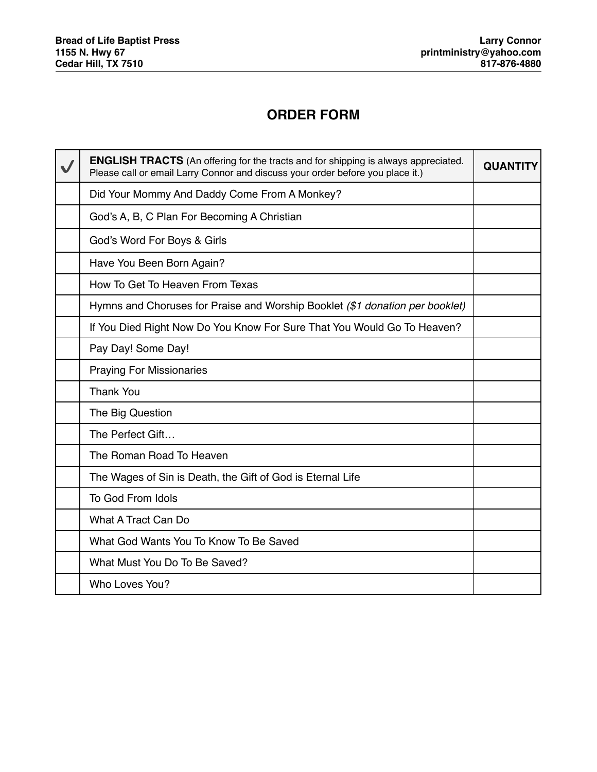**Bread of Life Baptist Press**
**1155 N. Hwy 67**
**Cedar Hill, TX 7510**

**Larry Connor**
**printministry@yahoo.com**
**817-876-4880**

# ORDER FORM

| ✓ | **ENGLISH TRACTS** (An offering for the tracts and for shipping is always appreciated. Please call or email Larry Connor and discuss your order before you place it.) | **QUANTITY** |
|---|---|---|
| | Did Your Mommy And Daddy Come From A Monkey? | |
| | God's A, B, C Plan For Becoming A Christian | |
| | God's Word For Boys & Girls | |
| | Have You Been Born Again? | |
| | How To Get To Heaven From Texas | |
| | Hymns and Choruses for Praise and Worship Booklet *($1 donation per booklet)* | |
| | If You Died Right Now Do You Know For Sure That You Would Go To Heaven? | |
| | Pay Day! Some Day! | |
| | Praying For Missionaries | |
| | Thank You | |
| | The Big Question | |
| | The Perfect Gift… | |
| | The Roman Road To Heaven | |
| | The Wages of Sin is Death, the Gift of God is Eternal Life | |
| | To God From Idols | |
| | What A Tract Can Do | |
| | What God Wants You To Know To Be Saved | |
| | What Must You Do To Be Saved? | |
| | Who Loves You? | |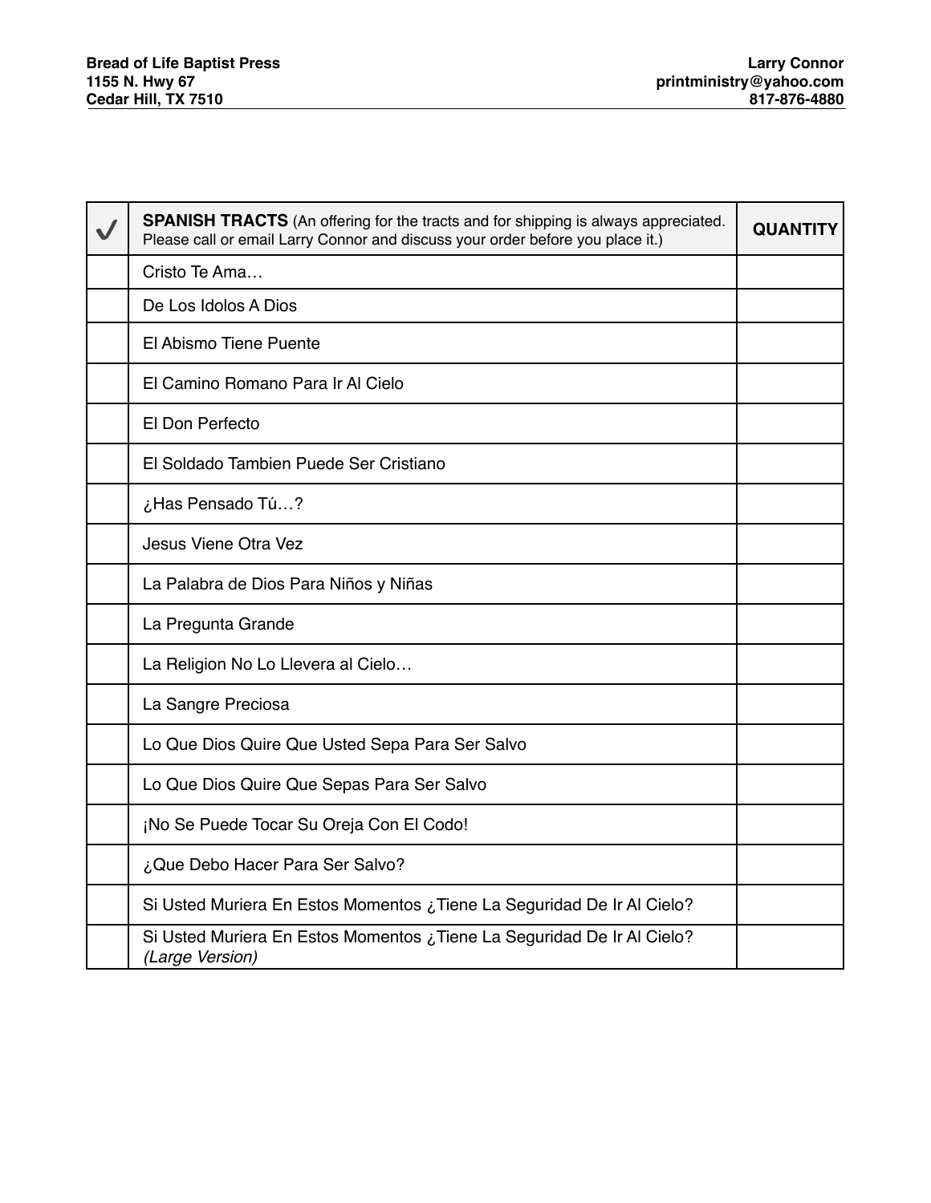**Bread of Life Baptist Press**
**1155 N. Hwy 67**
**Cedar Hill, TX 7510**

**Larry Connor**
**printministry@yahoo.com**
**817-876-4880**

| ✓ | **SPANISH TRACTS** (An offering for the tracts and for shipping is always appreciated. Please call or email Larry Connor and discuss your order before you place it.) | **QUANTITY** |
|---|---|---|
| | Cristo Te Ama… | |
| | De Los Idolos A Dios | |
| | El Abismo Tiene Puente | |
| | El Camino Romano Para Ir Al Cielo | |
| | El Don Perfecto | |
| | El Soldado Tambien Puede Ser Cristiano | |
| | ¿Has Pensado Tú…? | |
| | Jesus Viene Otra Vez | |
| | La Palabra de Dios Para Niños y Niñas | |
| | La Pregunta Grande | |
| | La Religion No Lo Llevera al Cielo… | |
| | La Sangre Preciosa | |
| | Lo Que Dios Quire Que Usted Sepa Para Ser Salvo | |
| | Lo Que Dios Quire Que Sepas Para Ser Salvo | |
| | ¡No Se Puede Tocar Su Oreja Con El Codo! | |
| | ¿Que Debo Hacer Para Ser Salvo? | |
| | Si Usted Muriera En Estos Momentos ¿Tiene La Seguridad De Ir Al Cielo? | |
| | Si Usted Muriera En Estos Momentos ¿Tiene La Seguridad De Ir Al Cielo? *(Large Version)* | |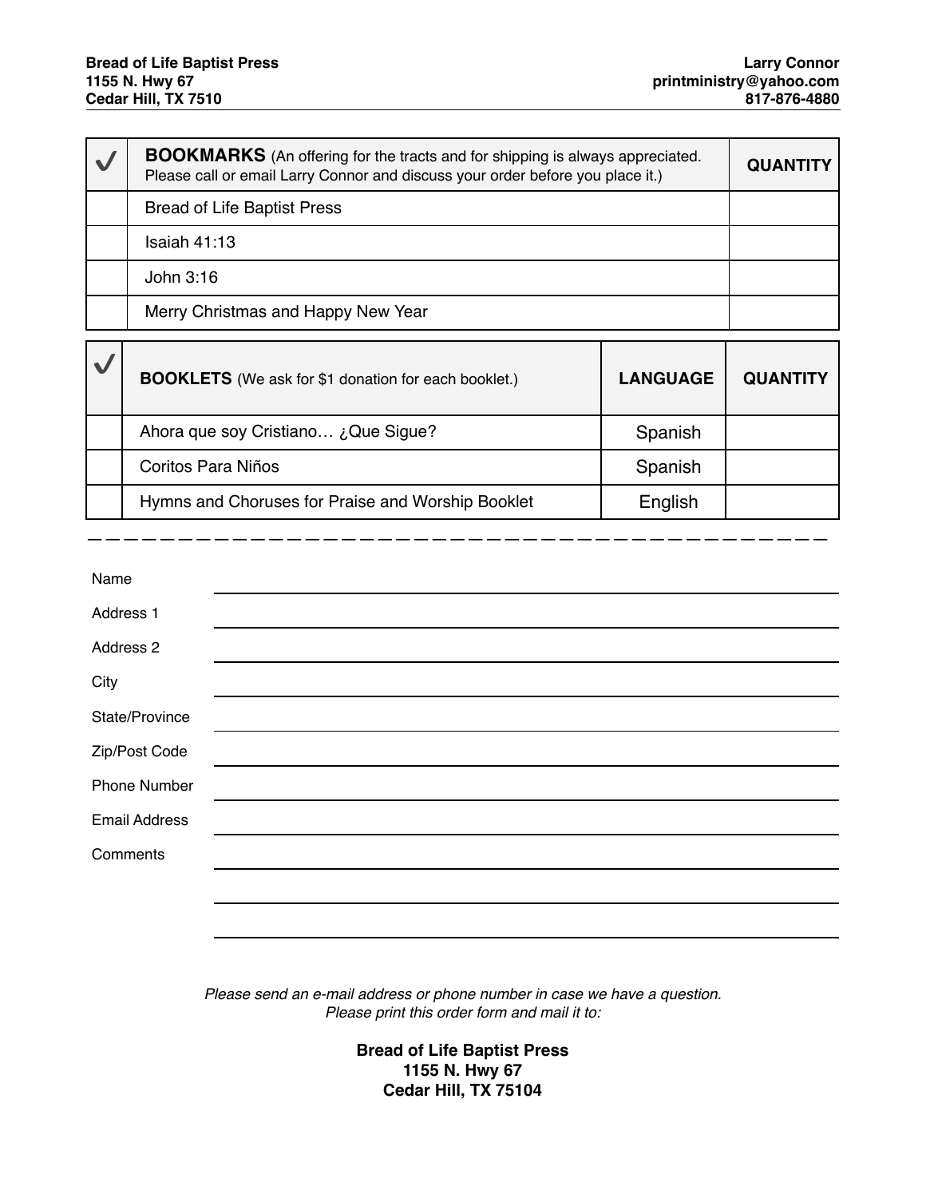**Bread of Life Baptist Press**
**1155 N. Hwy 67**
**Cedar Hill, TX 7510**

**Larry Connor**
**printministry@yahoo.com**
**817-876-4880**

| ✓ | **BOOKMARKS** (An offering for the tracts and for shipping is always appreciated. Please call or email Larry Connor and discuss your order before you place it.) | **QUANTITY** |
|---|---|---|
| | Bread of Life Baptist Press | |
| | Isaiah 41:13 | |
| | John 3:16 | |
| | Merry Christmas and Happy New Year | |

| ✓ | **BOOKLETS** (We ask for $1 donation for each booklet.) | **LANGUAGE** | **QUANTITY** |
|---|---|---|---|
| | Ahora que soy Cristiano… ¿Que Sigue? | Spanish | |
| | Coritos Para Niños | Spanish | |
| | Hymns and Choruses for Praise and Worship Booklet | English | |

---

Name ______________________________

Address 1 ______________________________

Address 2 ______________________________

City ______________________________

State/Province ______________________________

Zip/Post Code ______________________________

Phone Number ______________________________

Email Address ______________________________

Comments ______________________________

______________________________

______________________________

*Please send an e-mail address or phone number in case we have a question.*
*Please print this order form and mail it to:*

**Bread of Life Baptist Press**
**1155 N. Hwy 67**
**Cedar Hill, TX 75104**